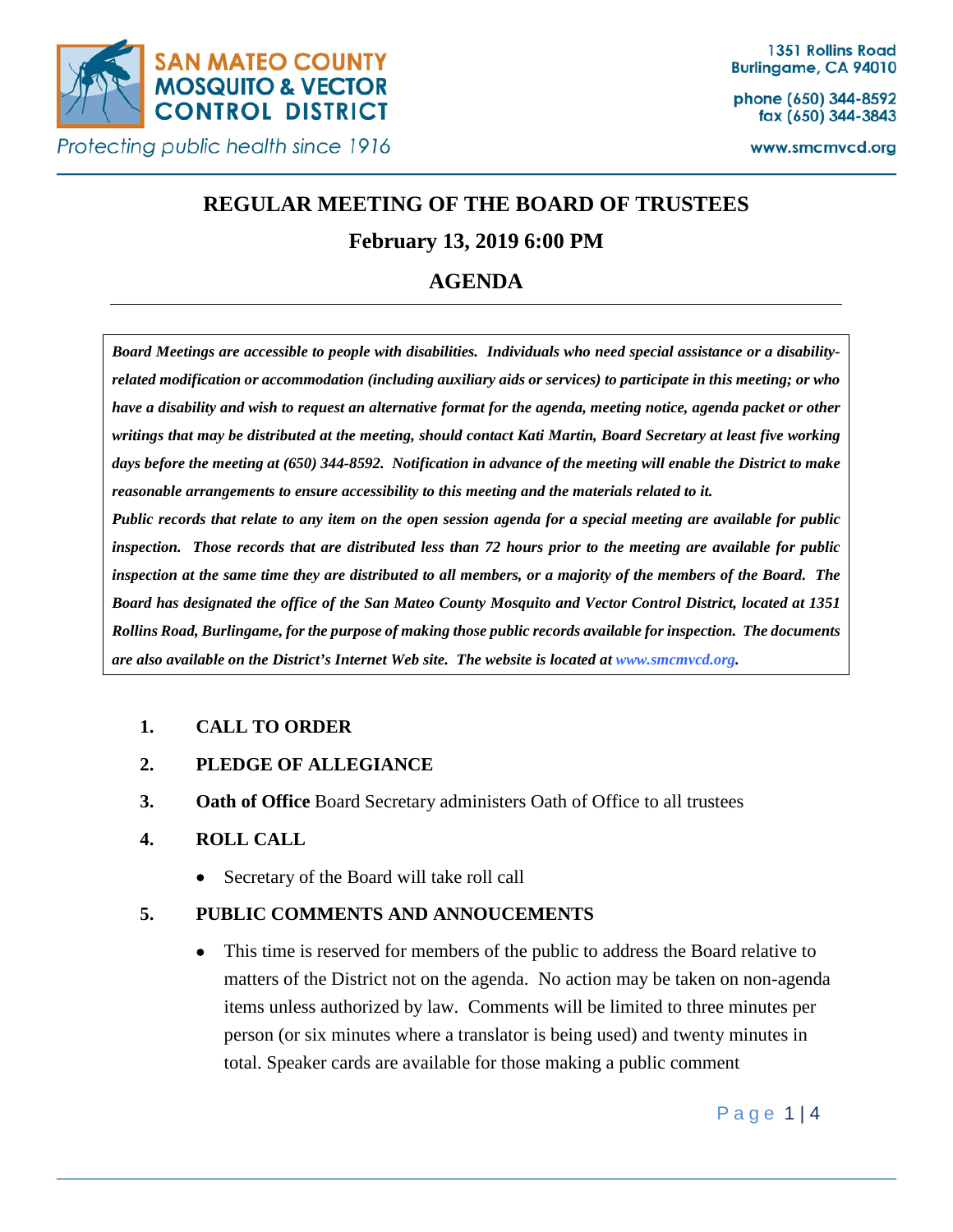**SAN MATEO COUNTY MOSQUITO & VECTOR CONTROL DISTRICT**

*Protecting public health since 1916*

1351 Rollins Road
Burlingame, CA 94010

phone (650) 344-8592
fax (650) 344-3843

www.smcmvcd.org

# REGULAR MEETING OF THE BOARD OF TRUSTEES

## February 13, 2019 6:00 PM

## AGENDA

***Board Meetings are accessible to people with disabilities. Individuals who need special assistance or a disability-related modification or accommodation (including auxiliary aids or services) to participate in this meeting; or who have a disability and wish to request an alternative format for the agenda, meeting notice, agenda packet or other writings that may be distributed at the meeting, should contact Kati Martin, Board Secretary at least five working days before the meeting at (650) 344-8592. Notification in advance of the meeting will enable the District to make reasonable arrangements to ensure accessibility to this meeting and the materials related to it.***

***Public records that relate to any item on the open session agenda for a special meeting are available for public inspection. Those records that are distributed less than 72 hours prior to the meeting are available for public inspection at the same time they are distributed to all members, or a majority of the members of the Board. The Board has designated the office of the San Mateo County Mosquito and Vector Control District, located at 1351 Rollins Road, Burlingame, for the purpose of making those public records available for inspection. The documents are also available on the District's Internet Web site. The website is located at www.smcmvcd.org.***

1. **CALL TO ORDER**
2. **PLEDGE OF ALLEGIANCE**
3. **Oath of Office** Board Secretary administers Oath of Office to all trustees
4. **ROLL CALL**
   - Secretary of the Board will take roll call
5. **PUBLIC COMMENTS AND ANNOUCEMENTS**
   - This time is reserved for members of the public to address the Board relative to matters of the District not on the agenda. No action may be taken on non-agenda items unless authorized by law. Comments will be limited to three minutes per person (or six minutes where a translator is being used) and twenty minutes in total. Speaker cards are available for those making a public comment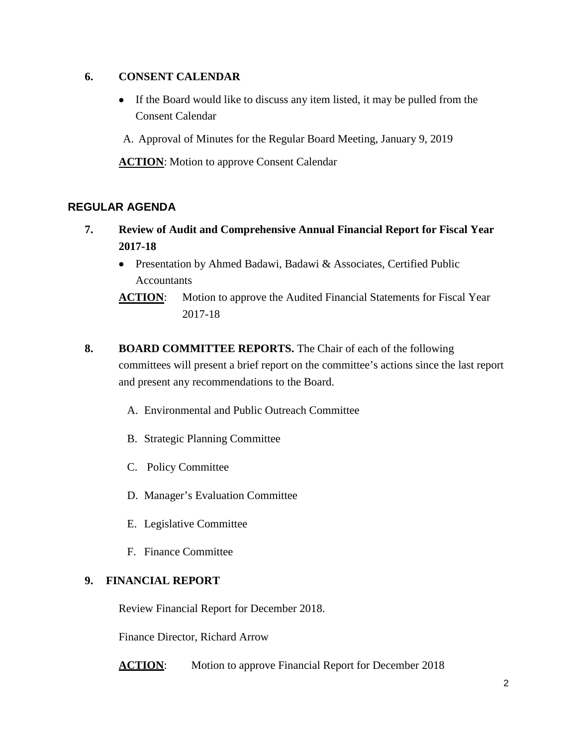**6. CONSENT CALENDAR**

- If the Board would like to discuss any item listed, it may be pulled from the Consent Calendar

A. Approval of Minutes for the Regular Board Meeting, January 9, 2019

**ACTION**: Motion to approve Consent Calendar

## REGULAR AGENDA

**7. Review of Audit and Comprehensive Annual Financial Report for Fiscal Year 2017-18**

- Presentation by Ahmed Badawi, Badawi & Associates, Certified Public Accountants

**ACTION**: Motion to approve the Audited Financial Statements for Fiscal Year 2017-18

**8. BOARD COMMITTEE REPORTS.** The Chair of each of the following committees will present a brief report on the committee's actions since the last report and present any recommendations to the Board.

A. Environmental and Public Outreach Committee

B. Strategic Planning Committee

C. Policy Committee

D. Manager's Evaluation Committee

E. Legislative Committee

F. Finance Committee

**9. FINANCIAL REPORT**

Review Financial Report for December 2018.

Finance Director, Richard Arrow

**ACTION**: Motion to approve Financial Report for December 2018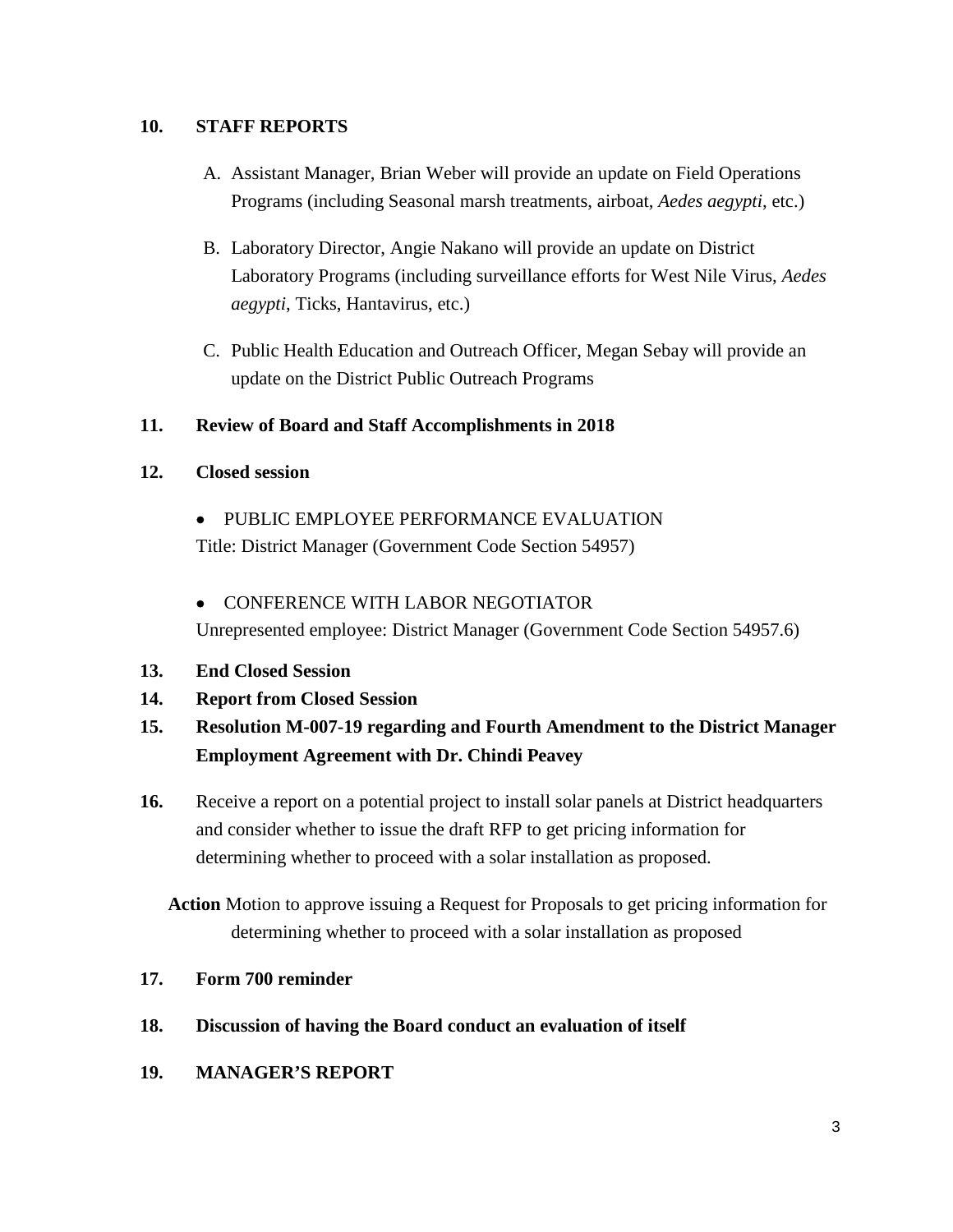**10. STAFF REPORTS**

A. Assistant Manager, Brian Weber will provide an update on Field Operations Programs (including Seasonal marsh treatments, airboat, *Aedes aegypti*, etc.)

B. Laboratory Director, Angie Nakano will provide an update on District Laboratory Programs (including surveillance efforts for West Nile Virus, *Aedes aegypti*, Ticks, Hantavirus, etc.)

C. Public Health Education and Outreach Officer, Megan Sebay will provide an update on the District Public Outreach Programs

**11. Review of Board and Staff Accomplishments in 2018**

**12. Closed session**

- PUBLIC EMPLOYEE PERFORMANCE EVALUATION
  Title: District Manager (Government Code Section 54957)

- CONFERENCE WITH LABOR NEGOTIATOR
  Unrepresented employee: District Manager (Government Code Section 54957.6)

**13. End Closed Session**

**14. Report from Closed Session**

**15. Resolution M-007-19 regarding and Fourth Amendment to the District Manager Employment Agreement with Dr. Chindi Peavey**

**16.** Receive a report on a potential project to install solar panels at District headquarters and consider whether to issue the draft RFP to get pricing information for determining whether to proceed with a solar installation as proposed.

**Action** Motion to approve issuing a Request for Proposals to get pricing information for determining whether to proceed with a solar installation as proposed

**17. Form 700 reminder**

**18. Discussion of having the Board conduct an evaluation of itself**

**19. MANAGER'S REPORT**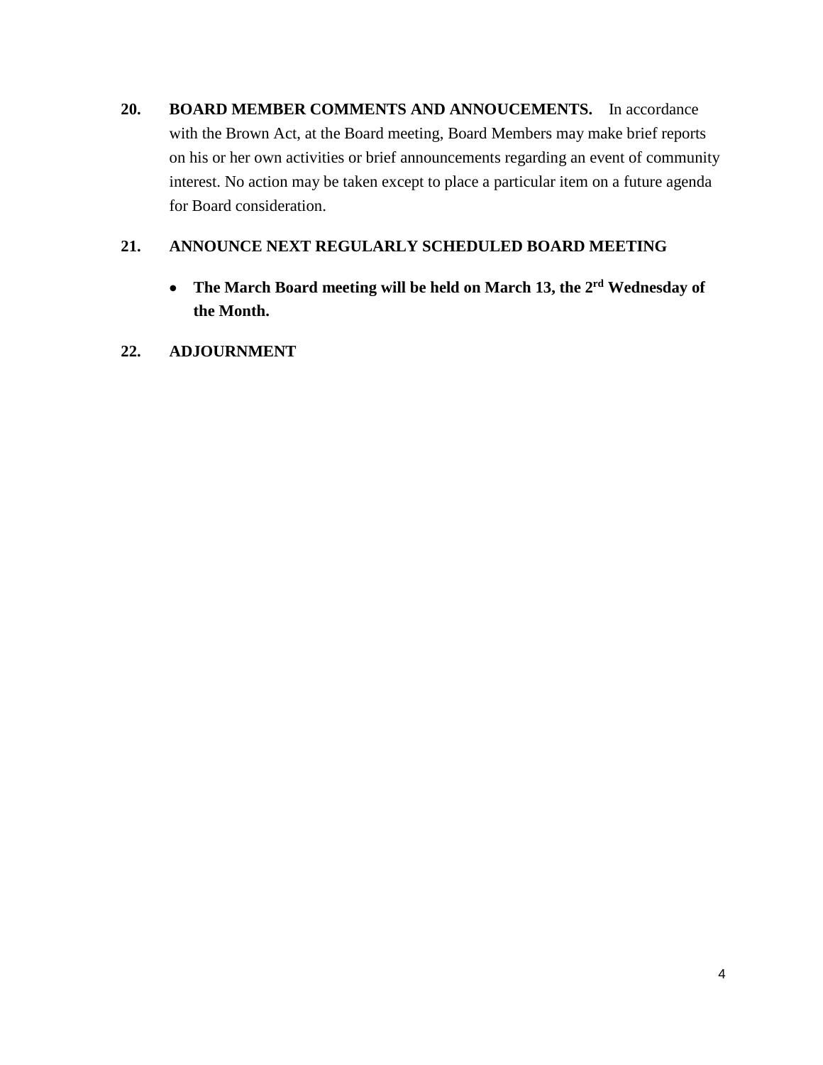**20. BOARD MEMBER COMMENTS AND ANNOUCEMENTS.** In accordance with the Brown Act, at the Board meeting, Board Members may make brief reports on his or her own activities or brief announcements regarding an event of community interest. No action may be taken except to place a particular item on a future agenda for Board consideration.

**21. ANNOUNCE NEXT REGULARLY SCHEDULED BOARD MEETING**

- **The March Board meeting will be held on March 13, the 2rd Wednesday of the Month.**

**22. ADJOURNMENT**